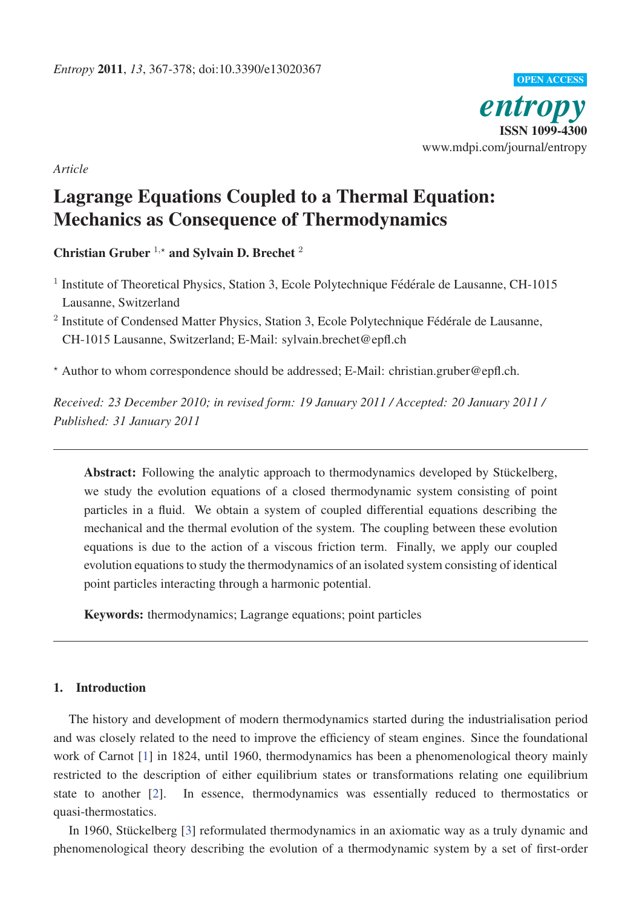*Article*

# Lagrange Equations Coupled to a Thermal Equation: Mechanics as Consequence of Thermodynamics

**Christian Gruber** [1,*] **and Sylvain D. Brechet** [2]

[1] Institute of Theoretical Physics, Station 3, Ecole Polytechnique Fédérale de Lausanne, CH-1015 Lausanne, Switzerland

[2] Institute of Condensed Matter Physics, Station 3, Ecole Polytechnique Fédérale de Lausanne, CH-1015 Lausanne, Switzerland; E-Mail: sylvain.brechet@epfl.ch

[*] Author to whom correspondence should be addressed; E-Mail: christian.gruber@epfl.ch.

*Received: 23 December 2010; in revised form: 19 January 2011 / Accepted: 20 January 2011 / Published: 31 January 2011*

---

**Abstract:** Following the analytic approach to thermodynamics developed by Stückelberg, we study the evolution equations of a closed thermodynamic system consisting of point particles in a fluid. We obtain a system of coupled differential equations describing the mechanical and the thermal evolution of the system. The coupling between these evolution equations is due to the action of a viscous friction term. Finally, we apply our coupled evolution equations to study the thermodynamics of an isolated system consisting of identical point particles interacting through a harmonic potential.

**Keywords:** thermodynamics; Lagrange equations; point particles

---

## 1. Introduction

The history and development of modern thermodynamics started during the industrialisation period and was closely related to the need to improve the efficiency of steam engines. Since the foundational work of Carnot [1] in 1824, until 1960, thermodynamics has been a phenomenological theory mainly restricted to the description of either equilibrium states or transformations relating one equilibrium state to another [2]. In essence, thermodynamics was essentially reduced to thermostatics or quasi-thermostatics.

In 1960, Stückelberg [3] reformulated thermodynamics in an axiomatic way as a truly dynamic and phenomenological theory describing the evolution of a thermodynamic system by a set of first-order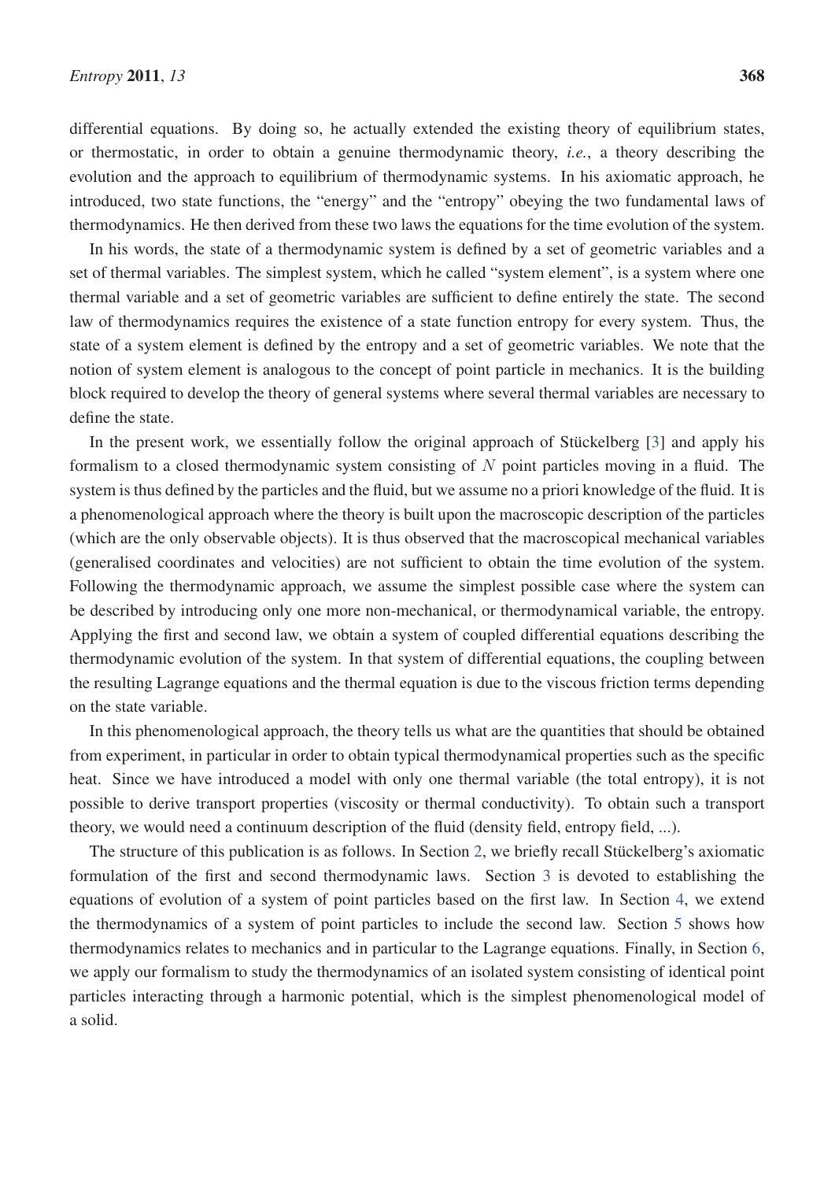differential equations. By doing so, he actually extended the existing theory of equilibrium states, or thermostatic, in order to obtain a genuine thermodynamic theory, *i.e.*, a theory describing the evolution and the approach to equilibrium of thermodynamic systems. In his axiomatic approach, he introduced, two state functions, the "energy" and the "entropy" obeying the two fundamental laws of thermodynamics. He then derived from these two laws the equations for the time evolution of the system.

In his words, the state of a thermodynamic system is defined by a set of geometric variables and a set of thermal variables. The simplest system, which he called "system element", is a system where one thermal variable and a set of geometric variables are sufficient to define entirely the state. The second law of thermodynamics requires the existence of a state function entropy for every system. Thus, the state of a system element is defined by the entropy and a set of geometric variables. We note that the notion of system element is analogous to the concept of point particle in mechanics. It is the building block required to develop the theory of general systems where several thermal variables are necessary to define the state.

In the present work, we essentially follow the original approach of Stückelberg [3] and apply his formalism to a closed thermodynamic system consisting of $N$ point particles moving in a fluid. The system is thus defined by the particles and the fluid, but we assume no a priori knowledge of the fluid. It is a phenomenological approach where the theory is built upon the macroscopic description of the particles (which are the only observable objects). It is thus observed that the macroscopical mechanical variables (generalised coordinates and velocities) are not sufficient to obtain the time evolution of the system. Following the thermodynamic approach, we assume the simplest possible case where the system can be described by introducing only one more non-mechanical, or thermodynamical variable, the entropy. Applying the first and second law, we obtain a system of coupled differential equations describing the thermodynamic evolution of the system. In that system of differential equations, the coupling between the resulting Lagrange equations and the thermal equation is due to the viscous friction terms depending on the state variable.

In this phenomenological approach, the theory tells us what are the quantities that should be obtained from experiment, in particular in order to obtain typical thermodynamical properties such as the specific heat. Since we have introduced a model with only one thermal variable (the total entropy), it is not possible to derive transport properties (viscosity or thermal conductivity). To obtain such a transport theory, we would need a continuum description of the fluid (density field, entropy field, ...).

The structure of this publication is as follows. In Section 2, we briefly recall Stückelberg's axiomatic formulation of the first and second thermodynamic laws. Section 3 is devoted to establishing the equations of evolution of a system of point particles based on the first law. In Section 4, we extend the thermodynamics of a system of point particles to include the second law. Section 5 shows how thermodynamics relates to mechanics and in particular to the Lagrange equations. Finally, in Section 6, we apply our formalism to study the thermodynamics of an isolated system consisting of identical point particles interacting through a harmonic potential, which is the simplest phenomenological model of a solid.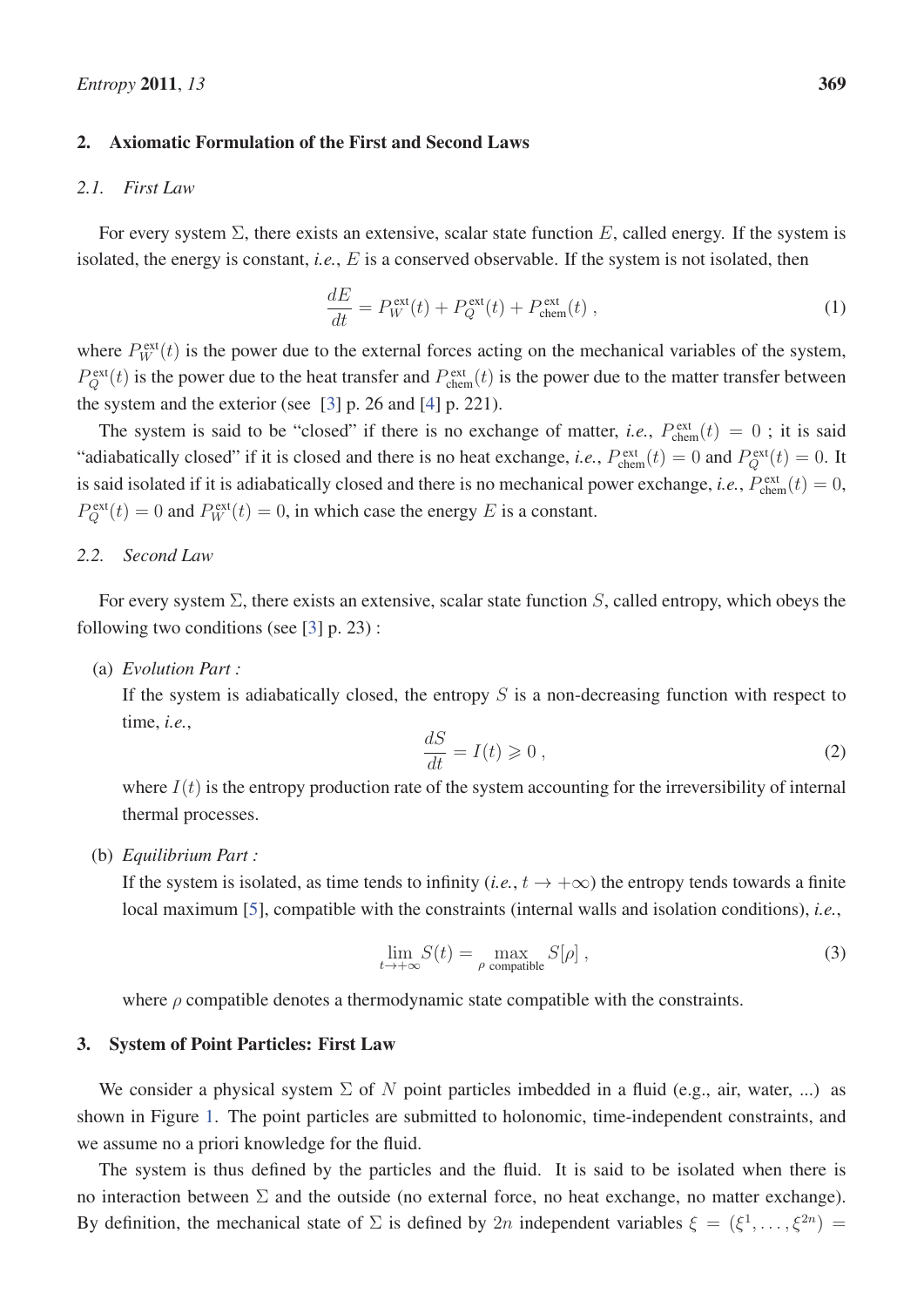## 2. Axiomatic Formulation of the First and Second Laws

### 2.1. First Law

For every system $\Sigma$, there exists an extensive, scalar state function $E$, called energy. If the system is isolated, the energy is constant, *i.e.*, $E$ is a conserved observable. If the system is not isolated, then

$$\frac{dE}{dt} = P_W^{\text{ext}}(t) + P_Q^{\text{ext}}(t) + P_{\text{chem}}^{\text{ext}}(t) \; , \tag{1}$$

where $P_W^{\text{ext}}(t)$ is the power due to the external forces acting on the mechanical variables of the system, $P_Q^{\text{ext}}(t)$ is the power due to the heat transfer and $P_{\text{chem}}^{\text{ext}}(t)$ is the power due to the matter transfer between the system and the exterior (see [3] p. 26 and [4] p. 221).

The system is said to be "closed" if there is no exchange of matter, *i.e.*, $P_{\text{chem}}^{\text{ext}}(t) = 0$ ; it is said "adiabatically closed" if it is closed and there is no heat exchange, *i.e.*, $P_{\text{chem}}^{\text{ext}}(t) = 0$ and $P_Q^{\text{ext}}(t) = 0$. It is said isolated if it is adiabatically closed and there is no mechanical power exchange, *i.e.*, $P_{\text{chem}}^{\text{ext}}(t) = 0$, $P_Q^{\text{ext}}(t) = 0$ and $P_W^{\text{ext}}(t) = 0$, in which case the energy $E$ is a constant.

### 2.2. Second Law

For every system $\Sigma$, there exists an extensive, scalar state function $S$, called entropy, which obeys the following two conditions (see [3] p. 23) :

(a) *Evolution Part :*

If the system is adiabatically closed, the entropy $S$ is a non-decreasing function with respect to time, *i.e.*,

$$\frac{dS}{dt} = I(t) \geqslant 0 \; , \tag{2}$$

where $I(t)$ is the entropy production rate of the system accounting for the irreversibility of internal thermal processes.

(b) *Equilibrium Part :*

If the system is isolated, as time tends to infinity (*i.e.*, $t \to +\infty$) the entropy tends towards a finite local maximum [5], compatible with the constraints (internal walls and isolation conditions), *i.e.*,

$$\lim_{t\to+\infty} S(t) = \max_{\rho \text{ compatible}} S[\rho] \; , \tag{3}$$

where $\rho$ compatible denotes a thermodynamic state compatible with the constraints.

## 3. System of Point Particles: First Law

We consider a physical system $\Sigma$ of $N$ point particles imbedded in a fluid (e.g., air, water, ...) as shown in Figure 1. The point particles are submitted to holonomic, time-independent constraints, and we assume no a priori knowledge for the fluid.

The system is thus defined by the particles and the fluid. It is said to be isolated when there is no interaction between $\Sigma$ and the outside (no external force, no heat exchange, no matter exchange). By definition, the mechanical state of $\Sigma$ is defined by $2n$ independent variables $\xi = (\xi^1, \ldots, \xi^{2n}) =$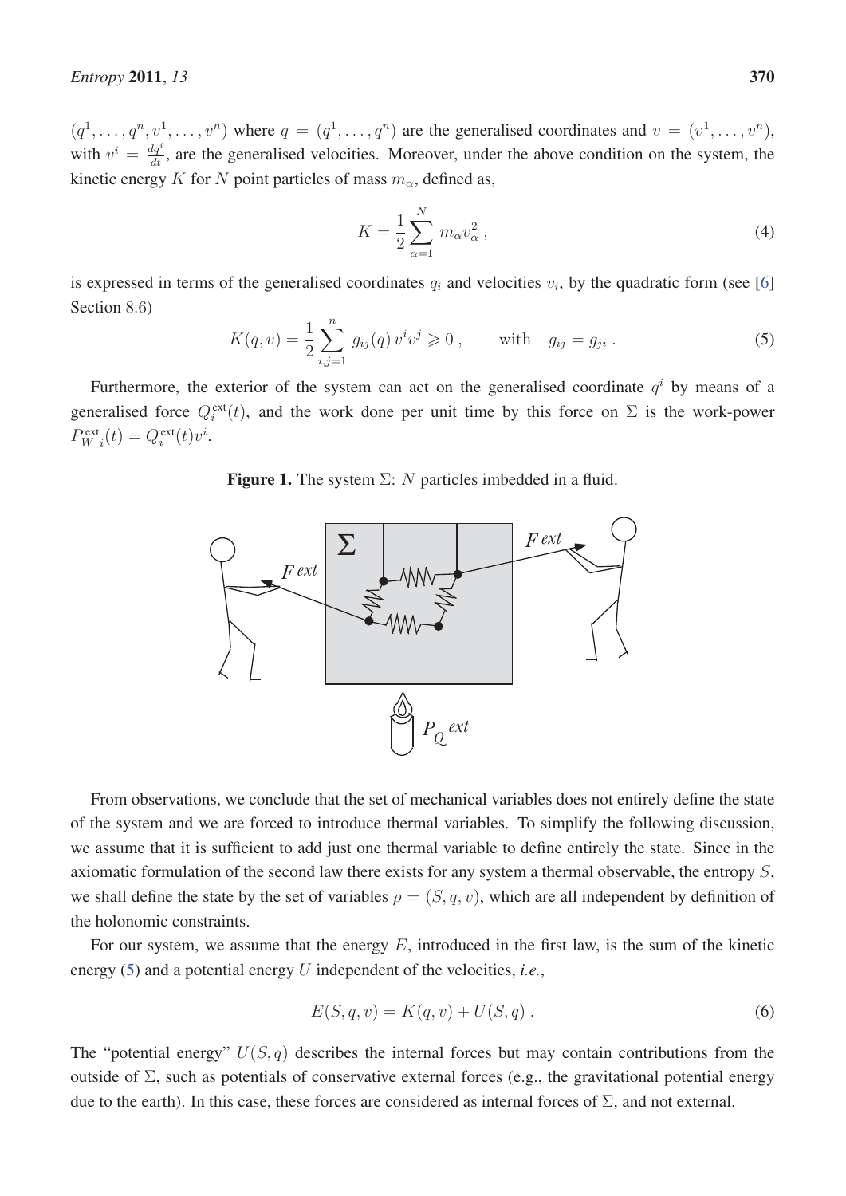$(q^1, \ldots, q^n, v^1, \ldots, v^n)$ where $q = (q^1, \ldots, q^n)$ are the generalised coordinates and $v = (v^1, \ldots, v^n)$, with $v^i = \frac{dq^i}{dt}$, are the generalised velocities. Moreover, under the above condition on the system, the kinetic energy $K$ for $N$ point particles of mass $m_\alpha$, defined as,

$$K = \frac{1}{2} \sum_{\alpha=1}^{N} m_\alpha v_\alpha^2 \,, \tag{4}$$

is expressed in terms of the generalised coordinates $q_i$ and velocities $v_i$, by the quadratic form (see [6] Section 8.6)

$$K(q, v) = \frac{1}{2} \sum_{i,j=1}^{n} g_{ij}(q)\, v^i v^j \geqslant 0 \,, \qquad \text{with} \quad g_{ij} = g_{ji} \,. \tag{5}$$

Furthermore, the exterior of the system can act on the generalised coordinate $q^i$ by means of a generalised force $Q_i^{\text{ext}}(t)$, and the work done per unit time by this force on $\Sigma$ is the work-power $P_{W\ i}^{\text{ext}}(t) = Q_i^{\text{ext}}(t) v^i$.

**Figure 1.** The system $\Sigma$: $N$ particles imbedded in a fluid.

From observations, we conclude that the set of mechanical variables does not entirely define the state of the system and we are forced to introduce thermal variables. To simplify the following discussion, we assume that it is sufficient to add just one thermal variable to define entirely the state. Since in the axiomatic formulation of the second law there exists for any system a thermal observable, the entropy $S$, we shall define the state by the set of variables $\rho = (S, q, v)$, which are all independent by definition of the holonomic constraints.

For our system, we assume that the energy $E$, introduced in the first law, is the sum of the kinetic energy (5) and a potential energy $U$ independent of the velocities, *i.e.*,

$$E(S, q, v) = K(q, v) + U(S, q) \,. \tag{6}$$

The "potential energy" $U(S, q)$ describes the internal forces but may contain contributions from the outside of $\Sigma$, such as potentials of conservative external forces (e.g., the gravitational potential energy due to the earth). In this case, these forces are considered as internal forces of $\Sigma$, and not external.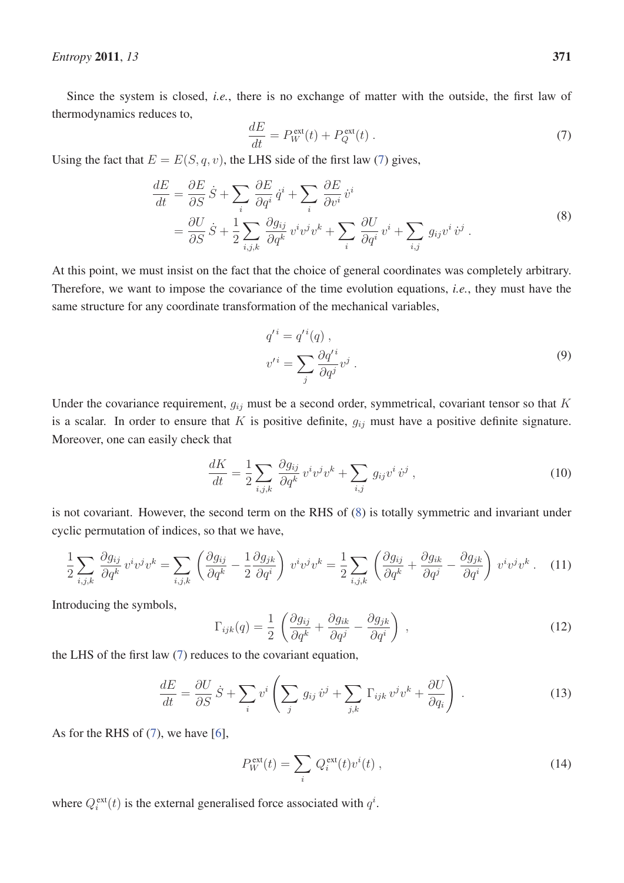Since the system is closed, *i.e.*, there is no exchange of matter with the outside, the first law of thermodynamics reduces to,

$$\frac{dE}{dt} = P_W^{\text{ext}}(t) + P_Q^{\text{ext}}(t) \; . \tag{7}$$

Using the fact that $E = E(S, q, v)$, the LHS side of the first law (7) gives,

$$\begin{aligned}\frac{dE}{dt} &= \frac{\partial E}{\partial S}\,\dot{S} + \sum_i \frac{\partial E}{\partial q^i}\,\dot{q}^i + \sum_i \frac{\partial E}{\partial v^i}\,\dot{v}^i \\ &= \frac{\partial U}{\partial S}\,\dot{S} + \frac{1}{2}\sum_{i,j,k} \frac{\partial g_{ij}}{\partial q^k}\,v^i v^j v^k + \sum_i \frac{\partial U}{\partial q^i}\,v^i + \sum_{i,j} g_{ij} v^i\,\dot{v}^j \; .\end{aligned} \tag{8}$$

At this point, we must insist on the fact that the choice of general coordinates was completely arbitrary. Therefore, we want to impose the covariance of the time evolution equations, *i.e.*, they must have the same structure for any coordinate transformation of the mechanical variables,

$$\begin{aligned} q'^i &= q'^i(q) \; , \\ v'^i &= \sum_j \frac{\partial q'^i}{\partial q^j} v^j \; . \end{aligned} \tag{9}$$

Under the covariance requirement, $g_{ij}$ must be a second order, symmetrical, covariant tensor so that $K$ is a scalar. In order to ensure that $K$ is positive definite, $g_{ij}$ must have a positive definite signature. Moreover, one can easily check that

$$\frac{dK}{dt} = \frac{1}{2}\sum_{i,j,k} \frac{\partial g_{ij}}{\partial q^k}\,v^i v^j v^k + \sum_{i,j} g_{ij} v^i\,\dot{v}^j \; , \tag{10}$$

is not covariant. However, the second term on the RHS of (8) is totally symmetric and invariant under cyclic permutation of indices, so that we have,

$$\frac{1}{2}\sum_{i,j,k} \frac{\partial g_{ij}}{\partial q^k}\,v^i v^j v^k = \sum_{i,j,k}\left(\frac{\partial g_{ij}}{\partial q^k} - \frac{1}{2}\frac{\partial g_{jk}}{\partial q^i}\right)\,v^i v^j v^k = \frac{1}{2}\sum_{i,j,k}\left(\frac{\partial g_{ij}}{\partial q^k} + \frac{\partial g_{ik}}{\partial q^j} - \frac{\partial g_{jk}}{\partial q^i}\right)\,v^i v^j v^k \; . \tag{11}$$

Introducing the symbols,

$$\Gamma_{ijk}(q) = \frac{1}{2}\left(\frac{\partial g_{ij}}{\partial q^k} + \frac{\partial g_{ik}}{\partial q^j} - \frac{\partial g_{jk}}{\partial q^i}\right) \; , \tag{12}$$

the LHS of the first law (7) reduces to the covariant equation,

$$\frac{dE}{dt} = \frac{\partial U}{\partial S}\,\dot{S} + \sum_i v^i\left(\sum_j g_{ij}\,\dot{v}^j + \sum_{j,k}\Gamma_{ijk}\,v^j v^k + \frac{\partial U}{\partial q_i}\right) \; . \tag{13}$$

As for the RHS of (7), we have [6],

$$P_W^{\text{ext}}(t) = \sum_i Q_i^{\text{ext}}(t) v^i(t) \; , \tag{14}$$

where $Q_i^{\text{ext}}(t)$ is the external generalised force associated with $q^i$.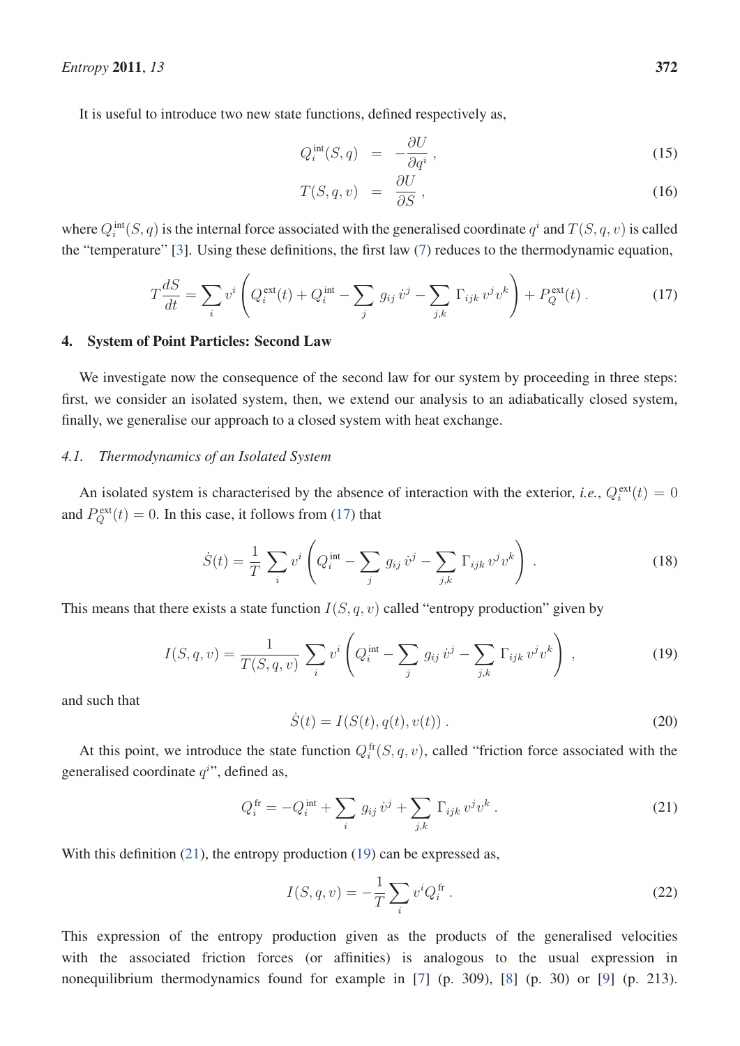It is useful to introduce two new state functions, defined respectively as,

$$Q_i^{\text{int}}(S,q) \;=\; -\frac{\partial U}{\partial q^i}\,, \tag{15}$$

$$T(S,q,v) \;=\; \frac{\partial U}{\partial S}\,, \tag{16}$$

where $Q_i^{\text{int}}(S,q)$ is the internal force associated with the generalised coordinate $q^i$ and $T(S,q,v)$ is called the "temperature" [3]. Using these definitions, the first law (7) reduces to the thermodynamic equation,

$$T\frac{dS}{dt} = \sum_i v^i \left( Q_i^{\text{ext}}(t) + Q_i^{\text{int}} - \sum_j g_{ij}\,\dot{v}^j - \sum_{j,k} \Gamma_{ijk}\,v^j v^k \right) + P_Q^{\text{ext}}(t)\,. \tag{17}$$

## 4. System of Point Particles: Second Law

We investigate now the consequence of the second law for our system by proceeding in three steps: first, we consider an isolated system, then, we extend our analysis to an adiabatically closed system, finally, we generalise our approach to a closed system with heat exchange.

### 4.1. Thermodynamics of an Isolated System

An isolated system is characterised by the absence of interaction with the exterior, *i.e.*, $Q_i^{\text{ext}}(t) = 0$ and $P_Q^{\text{ext}}(t) = 0$. In this case, it follows from (17) that

$$\dot{S}(t) = \frac{1}{T}\sum_i v^i \left( Q_i^{\text{int}} - \sum_j g_{ij}\,\dot{v}^j - \sum_{j,k} \Gamma_{ijk}\,v^j v^k \right)\,. \tag{18}$$

This means that there exists a state function $I(S,q,v)$ called "entropy production" given by

$$I(S,q,v) = \frac{1}{T(S,q,v)}\sum_i v^i \left( Q_i^{\text{int}} - \sum_j g_{ij}\,\dot{v}^j - \sum_{j,k} \Gamma_{ijk}\,v^j v^k \right)\,, \tag{19}$$

and such that

$$\dot{S}(t) = I(S(t),q(t),v(t))\,. \tag{20}$$

At this point, we introduce the state function $Q_i^{\text{fr}}(S,q,v)$, called "friction force associated with the generalised coordinate $q^i$", defined as,

$$Q_i^{\text{fr}} = -Q_i^{\text{int}} + \sum_i g_{ij}\,\dot{v}^j + \sum_{j,k} \Gamma_{ijk}\,v^j v^k\,. \tag{21}$$

With this definition (21), the entropy production (19) can be expressed as,

$$I(S,q,v) = -\frac{1}{T}\sum_i v^i Q_i^{\text{fr}}\,. \tag{22}$$

This expression of the entropy production given as the products of the generalised velocities with the associated friction forces (or affinities) is analogous to the usual expression in nonequilibrium thermodynamics found for example in [7] (p. 309), [8] (p. 30) or [9] (p. 213).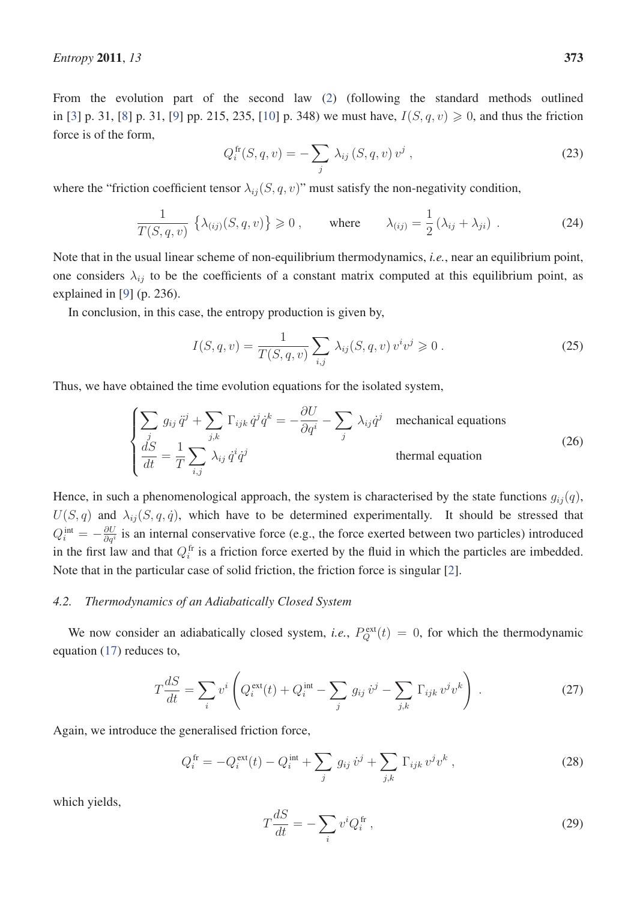From the evolution part of the second law (2) (following the standard methods outlined in [3] p. 31, [8] p. 31, [9] pp. 215, 235, [10] p. 348) we must have, $I(S,q,v) \geqslant 0$, and thus the friction force is of the form,

$$Q_i^{\text{fr}}(S,q,v) = -\sum_j \lambda_{ij}(S,q,v)\, v^j , \tag{23}$$

where the "friction coefficient tensor $\lambda_{ij}(S,q,v)$" must satisfy the non-negativity condition,

$$\frac{1}{T(S,q,v)} \left\{\lambda_{(ij)}(S,q,v)\right\} \geqslant 0 , \qquad \text{where} \qquad \lambda_{(ij)} = \frac{1}{2}\left(\lambda_{ij} + \lambda_{ji}\right) . \tag{24}$$

Note that in the usual linear scheme of non-equilibrium thermodynamics, *i.e.*, near an equilibrium point, one considers $\lambda_{ij}$ to be the coefficients of a constant matrix computed at this equilibrium point, as explained in [9] (p. 236).

In conclusion, in this case, the entropy production is given by,

$$I(S,q,v) = \frac{1}{T(S,q,v)} \sum_{i,j} \lambda_{ij}(S,q,v)\, v^i v^j \geqslant 0 . \tag{25}$$

Thus, we have obtained the time evolution equations for the isolated system,

$$\begin{cases} \displaystyle\sum_j g_{ij}\,\ddot{q}^j + \sum_{j,k} \Gamma_{ijk}\,\dot{q}^j \dot{q}^k = -\frac{\partial U}{\partial q^i} - \sum_j \lambda_{ij}\dot{q}^j & \text{mechanical equations} \\ \displaystyle\frac{dS}{dt} = \frac{1}{T}\sum_{i,j} \lambda_{ij}\,\dot{q}^i\dot{q}^j & \text{thermal equation} \end{cases} \tag{26}$$

Hence, in such a phenomenological approach, the system is characterised by the state functions $g_{ij}(q)$, $U(S,q)$ and $\lambda_{ij}(S,q,\dot{q})$, which have to be determined experimentally. It should be stressed that $Q_i^{\text{int}} = -\frac{\partial U}{\partial q^i}$ is an internal conservative force (e.g., the force exerted between two particles) introduced in the first law and that $Q_i^{\text{fr}}$ is a friction force exerted by the fluid in which the particles are imbedded. Note that in the particular case of solid friction, the friction force is singular [2].

### 4.2. Thermodynamics of an Adiabatically Closed System

We now consider an adiabatically closed system, *i.e.*, $P_Q^{\text{ext}}(t) = 0$, for which the thermodynamic equation (17) reduces to,

$$T\frac{dS}{dt} = \sum_i v^i \left( Q_i^{\text{ext}}(t) + Q_i^{\text{int}} - \sum_j g_{ij}\,\dot{v}^j - \sum_{j,k} \Gamma_{ijk}\, v^j v^k \right) . \tag{27}$$

Again, we introduce the generalised friction force,

$$Q_i^{\text{fr}} = -Q_i^{\text{ext}}(t) - Q_i^{\text{int}} + \sum_j g_{ij}\,\dot{v}^j + \sum_{j,k} \Gamma_{ijk}\, v^j v^k , \tag{28}$$

which yields,

$$T\frac{dS}{dt} = -\sum_i v^i Q_i^{\text{fr}} , \tag{29}$$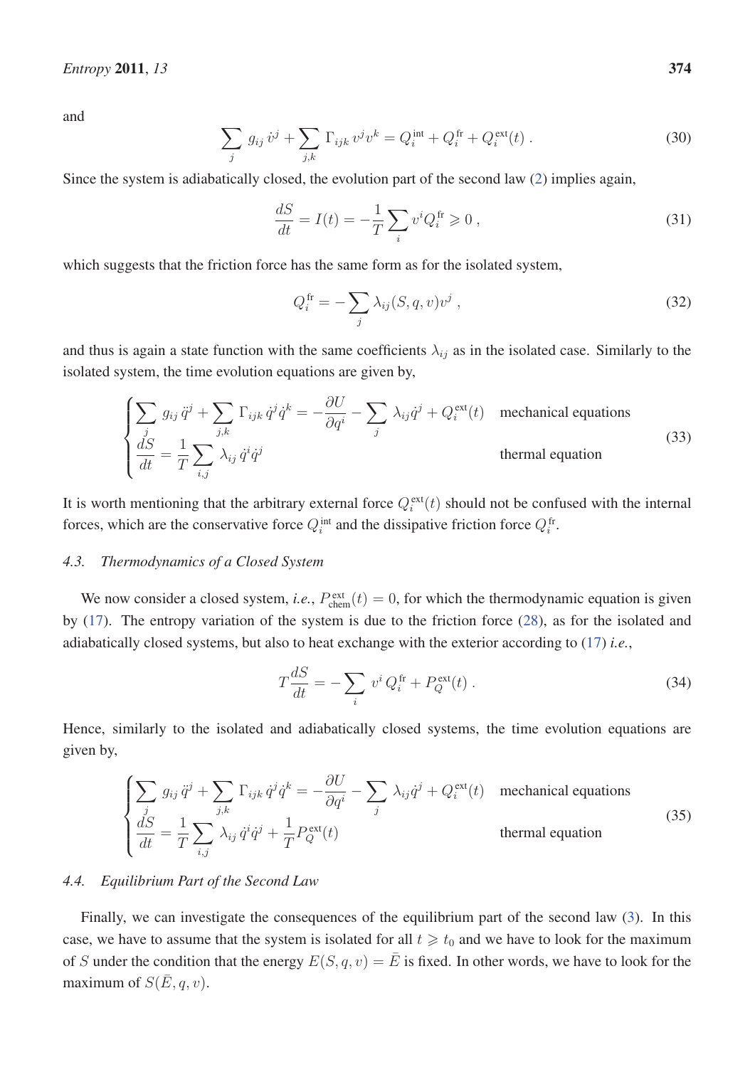and

$$\sum_j g_{ij}\,\dot{v}^j + \sum_{j,k} \Gamma_{ijk}\,v^j v^k = Q_i^{\text{int}} + Q_i^{\text{fr}} + Q_i^{\text{ext}}(t)\,. \tag{30}$$

Since the system is adiabatically closed, the evolution part of the second law (2) implies again,

$$\frac{dS}{dt} = I(t) = -\frac{1}{T}\sum_i v^i Q_i^{\text{fr}} \geqslant 0\,, \tag{31}$$

which suggests that the friction force has the same form as for the isolated system,

$$Q_i^{\text{fr}} = -\sum_j \lambda_{ij}(S,q,v)v^j\,, \tag{32}$$

and thus is again a state function with the same coefficients $\lambda_{ij}$ as in the isolated case. Similarly to the isolated system, the time evolution equations are given by,

$$\begin{cases} \displaystyle\sum_j g_{ij}\,\ddot{q}^j + \sum_{j,k} \Gamma_{ijk}\,\dot{q}^j\dot{q}^k = -\frac{\partial U}{\partial q^i} - \sum_j \lambda_{ij}\dot{q}^j + Q_i^{\text{ext}}(t) & \text{mechanical equations} \\ \displaystyle\frac{dS}{dt} = \frac{1}{T}\sum_{i,j} \lambda_{ij}\,\dot{q}^i\dot{q}^j & \text{thermal equation} \end{cases} \tag{33}$$

It is worth mentioning that the arbitrary external force $Q_i^{\text{ext}}(t)$ should not be confused with the internal forces, which are the conservative force $Q_i^{\text{int}}$ and the dissipative friction force $Q_i^{\text{fr}}$.

### 4.3. Thermodynamics of a Closed System

We now consider a closed system, *i.e.*, $P_{\text{chem}}^{\text{ext}}(t) = 0$, for which the thermodynamic equation is given by (17). The entropy variation of the system is due to the friction force (28), as for the isolated and adiabatically closed systems, but also to heat exchange with the exterior according to (17) *i.e.*,

$$T\frac{dS}{dt} = -\sum_i v^i\,Q_i^{\text{fr}} + P_Q^{\text{ext}}(t)\,. \tag{34}$$

Hence, similarly to the isolated and adiabatically closed systems, the time evolution equations are given by,

$$\begin{cases} \displaystyle\sum_j g_{ij}\,\ddot{q}^j + \sum_{j,k} \Gamma_{ijk}\,\dot{q}^j\dot{q}^k = -\frac{\partial U}{\partial q^i} - \sum_j \lambda_{ij}\dot{q}^j + Q_i^{\text{ext}}(t) & \text{mechanical equations} \\ \displaystyle\frac{dS}{dt} = \frac{1}{T}\sum_{i,j} \lambda_{ij}\,\dot{q}^i\dot{q}^j + \frac{1}{T}P_Q^{\text{ext}}(t) & \text{thermal equation} \end{cases} \tag{35}$$

### 4.4. Equilibrium Part of the Second Law

Finally, we can investigate the consequences of the equilibrium part of the second law (3). In this case, we have to assume that the system is isolated for all $t \geqslant t_0$ and we have to look for the maximum of $S$ under the condition that the energy $E(S,q,v) = \bar{E}$ is fixed. In other words, we have to look for the maximum of $S(\bar{E},q,v)$.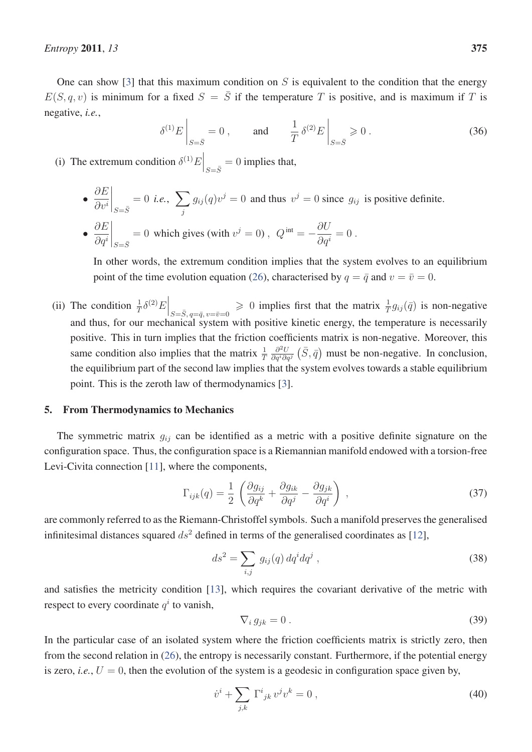One can show [3] that this maximum condition on $S$ is equivalent to the condition that the energy $E(S, q, v)$ is minimum for a fixed $S = \bar{S}$ if the temperature $T$ is positive, and is maximum if $T$ is negative, *i.e.*,

$$\delta^{(1)} E \Big|_{S=\bar{S}} = 0 \, , \qquad \text{and} \qquad \frac{1}{T} \, \delta^{(2)} E \Big|_{S=\bar{S}} \geqslant 0 \, . \tag{36}$$

(i) The extremum condition $\delta^{(1)} E \Big|_{S=\bar{S}} = 0$ implies that,

- $\dfrac{\partial E}{\partial v^i}\Big|_{S=\bar{S}} = 0$ *i.e.*, $\sum_j g_{ij}(q) v^j = 0$ and thus $v^j = 0$ since $g_{ij}$ is positive definite.
- $\dfrac{\partial E}{\partial q^i}\Big|_{S=\bar{S}} = 0$ which gives (with $v^j = 0$), $Q^{\text{int}} = -\dfrac{\partial U}{\partial q^i} = 0$.

  In other words, the extremum condition implies that the system evolves to an equilibrium point of the time evolution equation (26), characterised by $q = \bar{q}$ and $v = \bar{v} = 0$.

(ii) The condition $\frac{1}{T} \delta^{(2)} E \Big|_{S=\bar{S}, \, q=\bar{q}, \, v=\bar{v}=0} \geqslant 0$ implies first that the matrix $\frac{1}{T} g_{ij}(\bar{q})$ is non-negative and thus, for our mechanical system with positive kinetic energy, the temperature is necessarily positive. This in turn implies that the friction coefficients matrix is non-negative. Moreover, this same condition also implies that the matrix $\frac{1}{T} \frac{\partial^2 U}{\partial q^i \partial q^j} \left(\bar{S}, \bar{q}\right)$ must be non-negative. In conclusion, the equilibrium part of the second law implies that the system evolves towards a stable equilibrium point. This is the zeroth law of thermodynamics [3].

## 5. From Thermodynamics to Mechanics

The symmetric matrix $g_{ij}$ can be identified as a metric with a positive definite signature on the configuration space. Thus, the configuration space is a Riemannian manifold endowed with a torsion-free Levi-Civita connection [11], where the components,

$$\Gamma_{ijk}(q) = \frac{1}{2} \left( \frac{\partial g_{ij}}{\partial q^k} + \frac{\partial g_{ik}}{\partial q^j} - \frac{\partial g_{jk}}{\partial q^i} \right) \, , \tag{37}$$

are commonly referred to as the Riemann-Christoffel symbols. Such a manifold preserves the generalised infinitesimal distances squared $ds^2$ defined in terms of the generalised coordinates as [12],

$$ds^2 = \sum_{i,j} g_{ij}(q) \, dq^i dq^j \, , \tag{38}$$

and satisfies the metricity condition [13], which requires the covariant derivative of the metric with respect to every coordinate $q^i$ to vanish,

$$\nabla_i \, g_{jk} = 0 \, . \tag{39}$$

In the particular case of an isolated system where the friction coefficients matrix is strictly zero, then from the second relation in (26), the entropy is necessarily constant. Furthermore, if the potential energy is zero, *i.e.*, $U = 0$, then the evolution of the system is a geodesic in configuration space given by,

$$\dot{v}^i + \sum_{j,k} \Gamma^i{}_{jk} \, v^j v^k = 0 \, , \tag{40}$$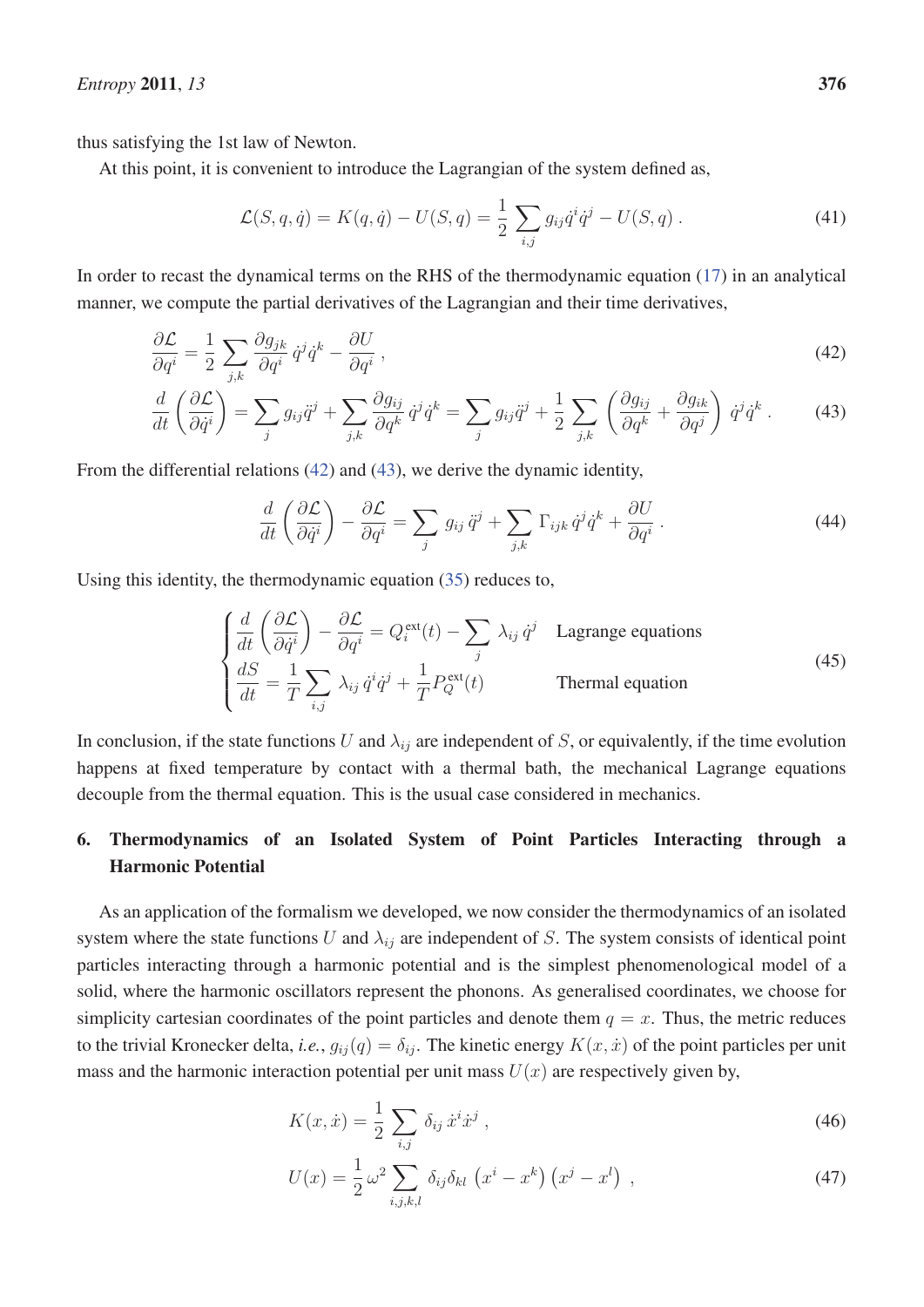thus satisfying the 1st law of Newton.

At this point, it is convenient to introduce the Lagrangian of the system defined as,

$$\mathcal{L}(S, q, \dot{q}) = K(q, \dot{q}) - U(S, q) = \frac{1}{2} \sum_{i,j} g_{ij} \dot{q}^i \dot{q}^j - U(S, q) \,. \tag{41}$$

In order to recast the dynamical terms on the RHS of the thermodynamic equation (17) in an analytical manner, we compute the partial derivatives of the Lagrangian and their time derivatives,

$$\frac{\partial \mathcal{L}}{\partial q^i} = \frac{1}{2} \sum_{j,k} \frac{\partial g_{jk}}{\partial q^i} \, \dot{q}^j \dot{q}^k - \frac{\partial U}{\partial q^i} \,, \tag{42}$$

$$\frac{d}{dt} \left( \frac{\partial \mathcal{L}}{\partial \dot{q}^i} \right) = \sum_{j} g_{ij} \ddot{q}^j + \sum_{j,k} \frac{\partial g_{ij}}{\partial q^k} \, \dot{q}^j \dot{q}^k = \sum_{j} g_{ij} \ddot{q}^j + \frac{1}{2} \sum_{j,k} \left( \frac{\partial g_{ij}}{\partial q^k} + \frac{\partial g_{ik}}{\partial q^j} \right) \dot{q}^j \dot{q}^k \,. \tag{43}$$

From the differential relations (42) and (43), we derive the dynamic identity,

$$\frac{d}{dt} \left( \frac{\partial \mathcal{L}}{\partial \dot{q}^i} \right) - \frac{\partial \mathcal{L}}{\partial q^i} = \sum_{j} \, g_{ij} \, \ddot{q}^j + \sum_{j,k} \, \Gamma_{ijk} \, \dot{q}^j \dot{q}^k + \frac{\partial U}{\partial q^i} \,. \tag{44}$$

Using this identity, the thermodynamic equation (35) reduces to,

$$\begin{cases} \dfrac{d}{dt} \left( \dfrac{\partial \mathcal{L}}{\partial \dot{q}^i} \right) - \dfrac{\partial \mathcal{L}}{\partial q^i} = Q_i^{\text{ext}}(t) - \displaystyle\sum_{j} \, \lambda_{ij} \, \dot{q}^j & \text{Lagrange equations} \\ \dfrac{dS}{dt} = \dfrac{1}{T} \displaystyle\sum_{i,j} \, \lambda_{ij} \, \dot{q}^i \dot{q}^j + \dfrac{1}{T} P_Q^{\text{ext}}(t) & \text{Thermal equation} \end{cases} \tag{45}$$

In conclusion, if the state functions $U$ and $\lambda_{ij}$ are independent of $S$, or equivalently, if the time evolution happens at fixed temperature by contact with a thermal bath, the mechanical Lagrange equations decouple from the thermal equation. This is the usual case considered in mechanics.

## 6. Thermodynamics of an Isolated System of Point Particles Interacting through a Harmonic Potential

As an application of the formalism we developed, we now consider the thermodynamics of an isolated system where the state functions $U$ and $\lambda_{ij}$ are independent of $S$. The system consists of identical point particles interacting through a harmonic potential and is the simplest phenomenological model of a solid, where the harmonic oscillators represent the phonons. As generalised coordinates, we choose for simplicity cartesian coordinates of the point particles and denote them $q = x$. Thus, the metric reduces to the trivial Kronecker delta, *i.e.*, $g_{ij}(q) = \delta_{ij}$. The kinetic energy $K(x, \dot{x})$ of the point particles per unit mass and the harmonic interaction potential per unit mass $U(x)$ are respectively given by,

$$K(x, \dot{x}) = \frac{1}{2} \sum_{i,j} \, \delta_{ij} \, \dot{x}^i \dot{x}^j \,, \tag{46}$$

$$U(x) = \frac{1}{2} \, \omega^2 \sum_{i,j,k,l} \, \delta_{ij} \delta_{kl} \, \left( x^i - x^k \right) \left( x^j - x^l \right) \,, \tag{47}$$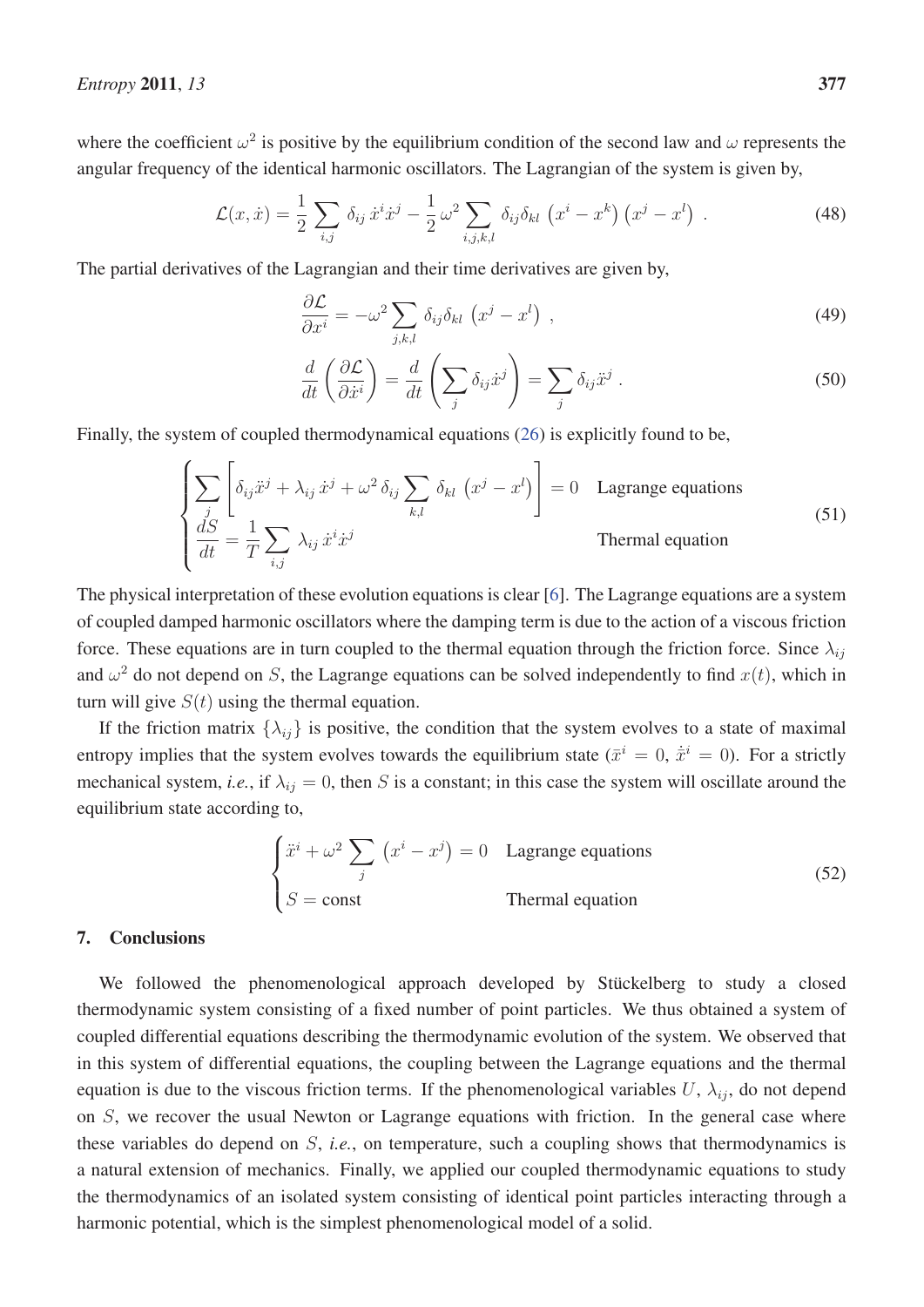where the coefficient $\omega^2$ is positive by the equilibrium condition of the second law and $\omega$ represents the angular frequency of the identical harmonic oscillators. The Lagrangian of the system is given by,

$$\mathcal{L}(x,\dot{x}) = \frac{1}{2}\sum_{i,j}\delta_{ij}\,\dot{x}^i\dot{x}^j - \frac{1}{2}\,\omega^2\sum_{i,j,k,l}\delta_{ij}\delta_{kl}\,\left(x^i - x^k\right)\left(x^j - x^l\right)\ . \tag{48}$$

The partial derivatives of the Lagrangian and their time derivatives are given by,

$$\frac{\partial \mathcal{L}}{\partial x^i} = -\omega^2\sum_{j,k,l}\delta_{ij}\delta_{kl}\,\left(x^j - x^l\right)\ , \tag{49}$$

$$\frac{d}{dt}\left(\frac{\partial \mathcal{L}}{\partial \dot{x}^i}\right) = \frac{d}{dt}\left(\sum_j \delta_{ij}\dot{x}^j\right) = \sum_j \delta_{ij}\ddot{x}^j\ . \tag{50}$$

Finally, the system of coupled thermodynamical equations (26) is explicitly found to be,

$$\begin{cases} \displaystyle\sum_j\left[\delta_{ij}\ddot{x}^j + \lambda_{ij}\,\dot{x}^j + \omega^2\,\delta_{ij}\sum_{k,l}\,\delta_{kl}\,\left(x^j - x^l\right)\right] = 0 & \text{Lagrange equations} \\ \displaystyle\frac{dS}{dt} = \frac{1}{T}\sum_{i,j}\,\lambda_{ij}\,\dot{x}^i\dot{x}^j & \text{Thermal equation} \end{cases} \tag{51}$$

The physical interpretation of these evolution equations is clear [6]. The Lagrange equations are a system of coupled damped harmonic oscillators where the damping term is due to the action of a viscous friction force. These equations are in turn coupled to the thermal equation through the friction force. Since $\lambda_{ij}$ and $\omega^2$ do not depend on $S$, the Lagrange equations can be solved independently to find $x(t)$, which in turn will give $S(t)$ using the thermal equation.

If the friction matrix $\{\lambda_{ij}\}$ is positive, the condition that the system evolves to a state of maximal entropy implies that the system evolves towards the equilibrium state ($\bar{x}^i = 0,\ \dot{\bar{x}}^i = 0$). For a strictly mechanical system, *i.e.*, if $\lambda_{ij} = 0$, then $S$ is a constant; in this case the system will oscillate around the equilibrium state according to,

$$\begin{cases} \displaystyle\ddot{x}^i + \omega^2\sum_j\,\left(x^i - x^j\right) = 0 & \text{Lagrange equations} \\ S = \text{const} & \text{Thermal equation} \end{cases} \tag{52}$$

## 7. Conclusions

We followed the phenomenological approach developed by Stückelberg to study a closed thermodynamic system consisting of a fixed number of point particles. We thus obtained a system of coupled differential equations describing the thermodynamic evolution of the system. We observed that in this system of differential equations, the coupling between the Lagrange equations and the thermal equation is due to the viscous friction terms. If the phenomenological variables $U$, $\lambda_{ij}$, do not depend on $S$, we recover the usual Newton or Lagrange equations with friction. In the general case where these variables do depend on $S$, *i.e.*, on temperature, such a coupling shows that thermodynamics is a natural extension of mechanics. Finally, we applied our coupled thermodynamic equations to study the thermodynamics of an isolated system consisting of identical point particles interacting through a harmonic potential, which is the simplest phenomenological model of a solid.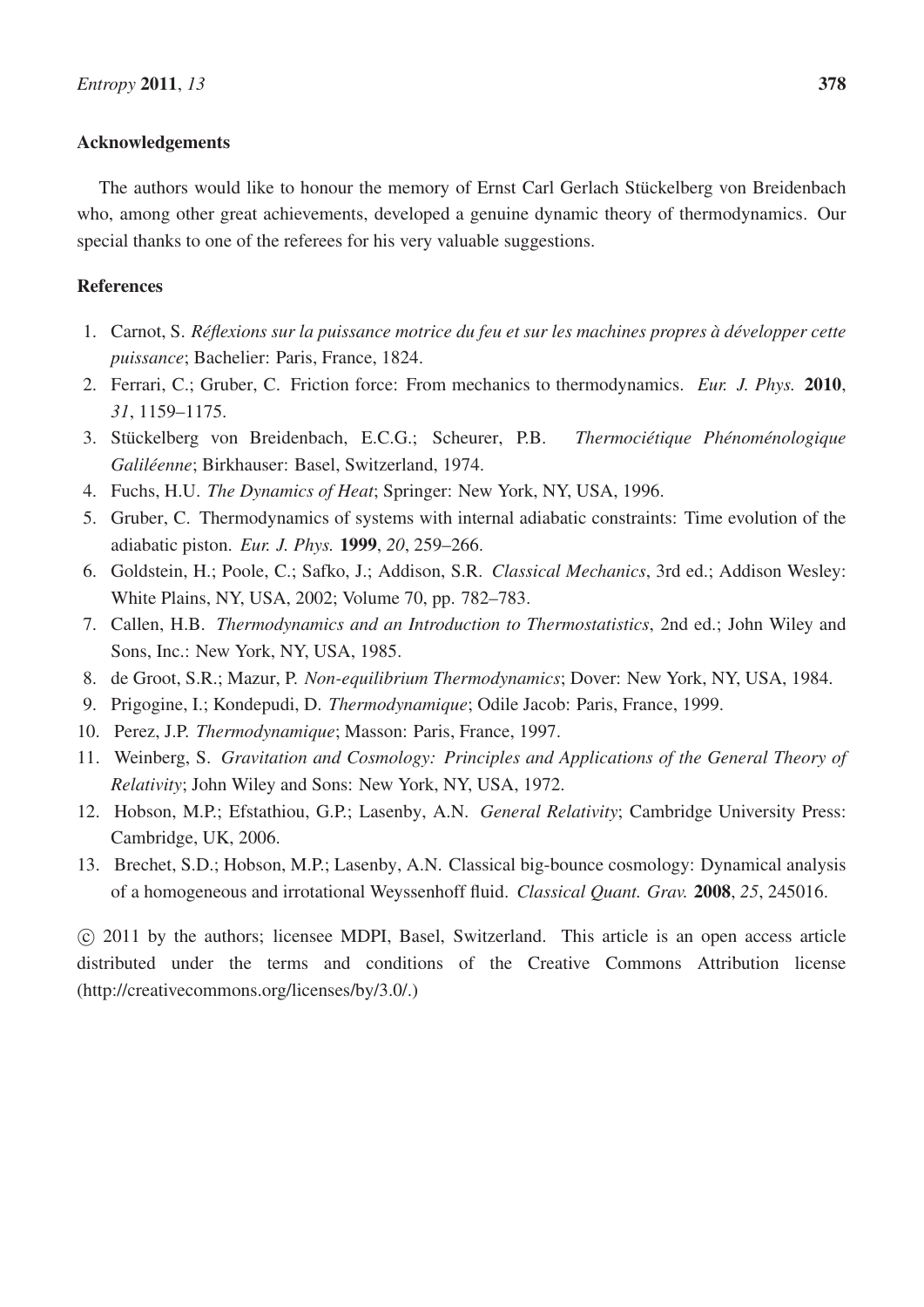## Acknowledgements

The authors would like to honour the memory of Ernst Carl Gerlach Stückelberg von Breidenbach who, among other great achievements, developed a genuine dynamic theory of thermodynamics. Our special thanks to one of the referees for his very valuable suggestions.

## References

1. Carnot, S. *Réflexions sur la puissance motrice du feu et sur les machines propres à développer cette puissance*; Bachelier: Paris, France, 1824.
2. Ferrari, C.; Gruber, C. Friction force: From mechanics to thermodynamics. *Eur. J. Phys.* **2010**, *31*, 1159–1175.
3. Stückelberg von Breidenbach, E.C.G.; Scheurer, P.B. *Thermociétique Phénoménologique Galiléenne*; Birkhauser: Basel, Switzerland, 1974.
4. Fuchs, H.U. *The Dynamics of Heat*; Springer: New York, NY, USA, 1996.
5. Gruber, C. Thermodynamics of systems with internal adiabatic constraints: Time evolution of the adiabatic piston. *Eur. J. Phys.* **1999**, *20*, 259–266.
6. Goldstein, H.; Poole, C.; Safko, J.; Addison, S.R. *Classical Mechanics*, 3rd ed.; Addison Wesley: White Plains, NY, USA, 2002; Volume 70, pp. 782–783.
7. Callen, H.B. *Thermodynamics and an Introduction to Thermostatistics*, 2nd ed.; John Wiley and Sons, Inc.: New York, NY, USA, 1985.
8. de Groot, S.R.; Mazur, P. *Non-equilibrium Thermodynamics*; Dover: New York, NY, USA, 1984.
9. Prigogine, I.; Kondepudi, D. *Thermodynamique*; Odile Jacob: Paris, France, 1999.
10. Perez, J.P. *Thermodynamique*; Masson: Paris, France, 1997.
11. Weinberg, S. *Gravitation and Cosmology: Principles and Applications of the General Theory of Relativity*; John Wiley and Sons: New York, NY, USA, 1972.
12. Hobson, M.P.; Efstathiou, G.P.; Lasenby, A.N. *General Relativity*; Cambridge University Press: Cambridge, UK, 2006.
13. Brechet, S.D.; Hobson, M.P.; Lasenby, A.N. Classical big-bounce cosmology: Dynamical analysis of a homogeneous and irrotational Weyssenhoff fluid. *Classical Quant. Grav.* **2008**, *25*, 245016.

© 2011 by the authors; licensee MDPI, Basel, Switzerland. This article is an open access article distributed under the terms and conditions of the Creative Commons Attribution license (http://creativecommons.org/licenses/by/3.0/.)